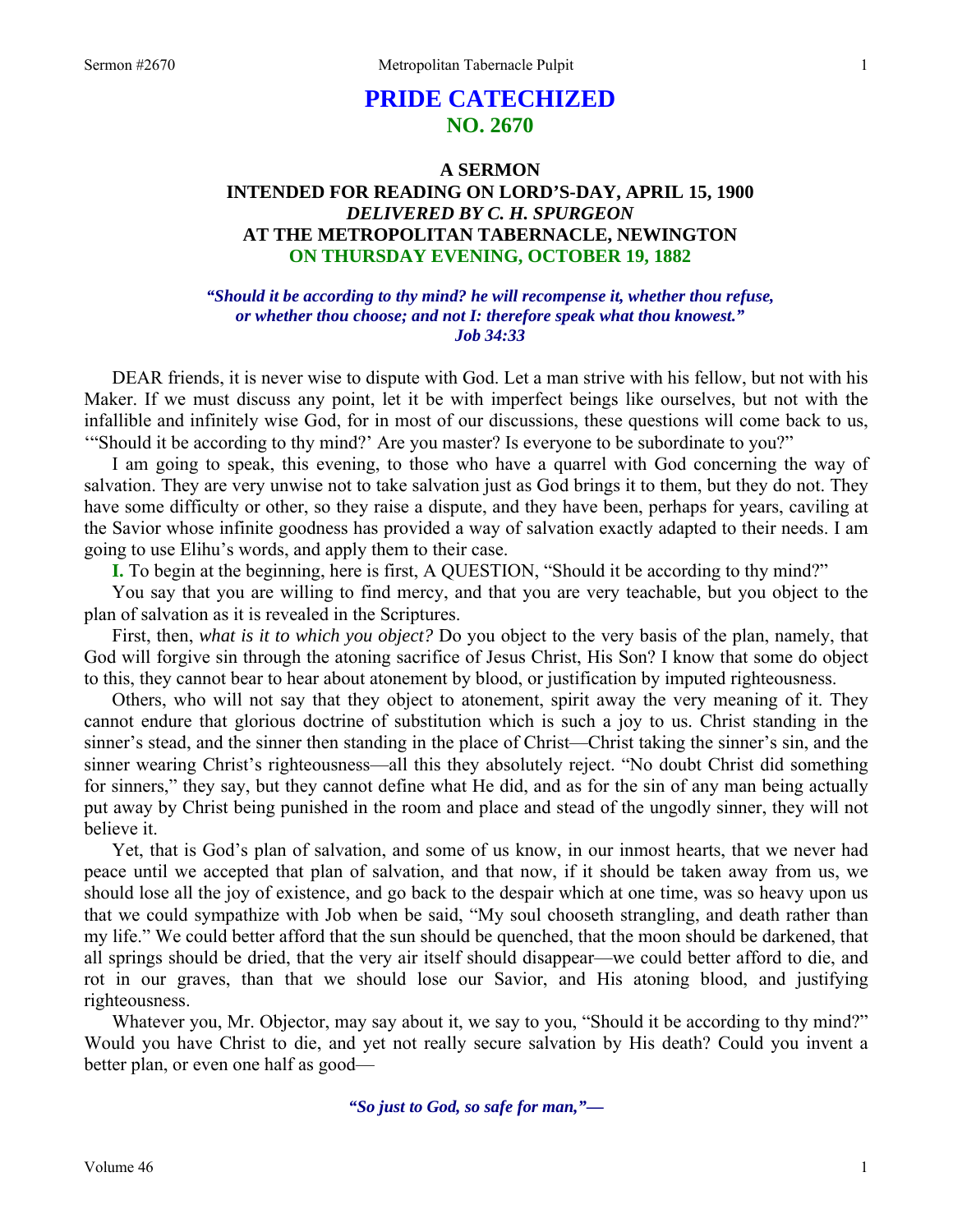# PRIDE CATECHIZED
## NO. 2670

### A SERMON
### INTENDED FOR READING ON LORD'S-DAY, APRIL 15, 1900
### *DELIVERED BY C. H. SPURGEON*
### AT THE METROPOLITAN TABERNACLE, NEWINGTON
### ON THURSDAY EVENING, OCTOBER 19, 1882

***"Should it be according to thy mind? he will recompense it, whether thou refuse, or whether thou choose; and not I: therefore speak what thou knowest." Job 34:33***

DEAR friends, it is never wise to dispute with God. Let a man strive with his fellow, but not with his Maker. If we must discuss any point, let it be with imperfect beings like ourselves, but not with the infallible and infinitely wise God, for in most of our discussions, these questions will come back to us, '"Should it be according to thy mind?' Are you master? Is everyone to be subordinate to you?"

I am going to speak, this evening, to those who have a quarrel with God concerning the way of salvation. They are very unwise not to take salvation just as God brings it to them, but they do not. They have some difficulty or other, so they raise a dispute, and they have been, perhaps for years, caviling at the Savior whose infinite goodness has provided a way of salvation exactly adapted to their needs. I am going to use Elihu's words, and apply them to their case.

**I.** To begin at the beginning, here is first, A QUESTION, "Should it be according to thy mind?"

You say that you are willing to find mercy, and that you are very teachable, but you object to the plan of salvation as it is revealed in the Scriptures.

First, then, *what is it to which you object?* Do you object to the very basis of the plan, namely, that God will forgive sin through the atoning sacrifice of Jesus Christ, His Son? I know that some do object to this, they cannot bear to hear about atonement by blood, or justification by imputed righteousness.

Others, who will not say that they object to atonement, spirit away the very meaning of it. They cannot endure that glorious doctrine of substitution which is such a joy to us. Christ standing in the sinner's stead, and the sinner then standing in the place of Christ—Christ taking the sinner's sin, and the sinner wearing Christ's righteousness—all this they absolutely reject. "No doubt Christ did something for sinners," they say, but they cannot define what He did, and as for the sin of any man being actually put away by Christ being punished in the room and place and stead of the ungodly sinner, they will not believe it.

Yet, that is God's plan of salvation, and some of us know, in our inmost hearts, that we never had peace until we accepted that plan of salvation, and that now, if it should be taken away from us, we should lose all the joy of existence, and go back to the despair which at one time, was so heavy upon us that we could sympathize with Job when be said, "My soul chooseth strangling, and death rather than my life." We could better afford that the sun should be quenched, that the moon should be darkened, that all springs should be dried, that the very air itself should disappear—we could better afford to die, and rot in our graves, than that we should lose our Savior, and His atoning blood, and justifying righteousness.

Whatever you, Mr. Objector, may say about it, we say to you, "Should it be according to thy mind?" Would you have Christ to die, and yet not really secure salvation by His death? Could you invent a better plan, or even one half as good—

*"So just to God, so safe for man,"—*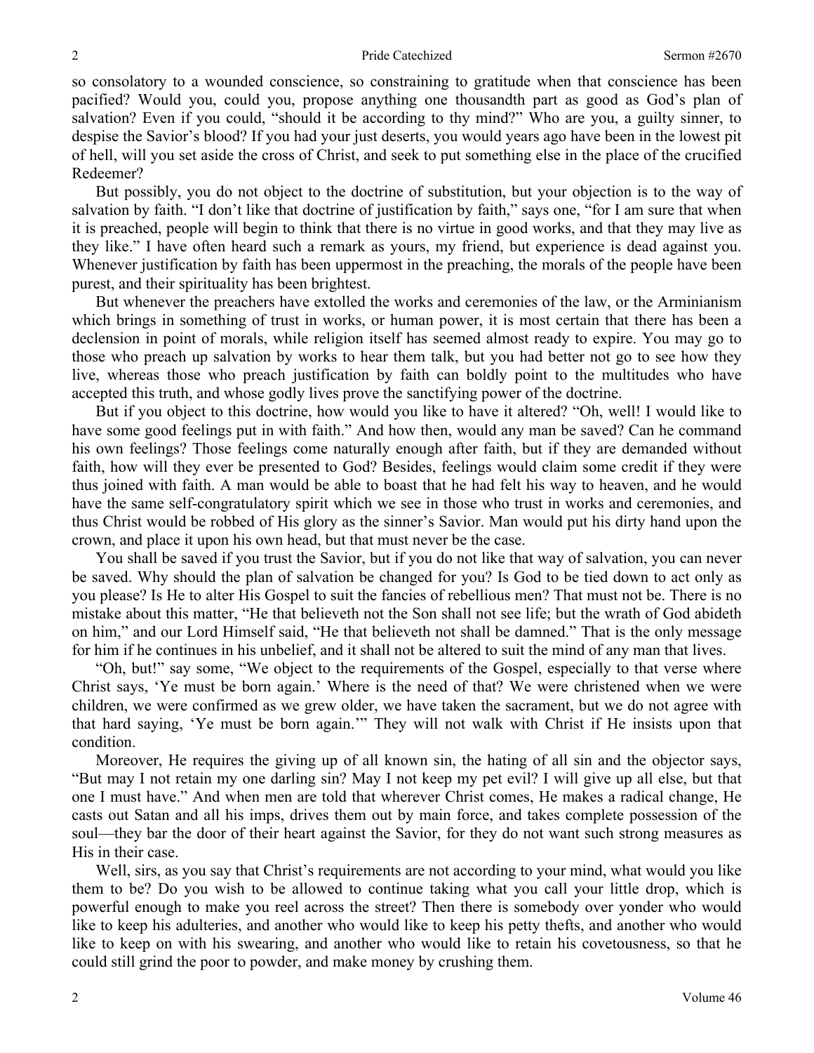so consolatory to a wounded conscience, so constraining to gratitude when that conscience has been pacified? Would you, could you, propose anything one thousandth part as good as God's plan of salvation? Even if you could, "should it be according to thy mind?" Who are you, a guilty sinner, to despise the Savior's blood? If you had your just deserts, you would years ago have been in the lowest pit of hell, will you set aside the cross of Christ, and seek to put something else in the place of the crucified Redeemer?

But possibly, you do not object to the doctrine of substitution, but your objection is to the way of salvation by faith. "I don't like that doctrine of justification by faith," says one, "for I am sure that when it is preached, people will begin to think that there is no virtue in good works, and that they may live as they like." I have often heard such a remark as yours, my friend, but experience is dead against you. Whenever justification by faith has been uppermost in the preaching, the morals of the people have been purest, and their spirituality has been brightest.

But whenever the preachers have extolled the works and ceremonies of the law, or the Arminianism which brings in something of trust in works, or human power, it is most certain that there has been a declension in point of morals, while religion itself has seemed almost ready to expire. You may go to those who preach up salvation by works to hear them talk, but you had better not go to see how they live, whereas those who preach justification by faith can boldly point to the multitudes who have accepted this truth, and whose godly lives prove the sanctifying power of the doctrine.

But if you object to this doctrine, how would you like to have it altered? "Oh, well! I would like to have some good feelings put in with faith." And how then, would any man be saved? Can he command his own feelings? Those feelings come naturally enough after faith, but if they are demanded without faith, how will they ever be presented to God? Besides, feelings would claim some credit if they were thus joined with faith. A man would be able to boast that he had felt his way to heaven, and he would have the same self-congratulatory spirit which we see in those who trust in works and ceremonies, and thus Christ would be robbed of His glory as the sinner's Savior. Man would put his dirty hand upon the crown, and place it upon his own head, but that must never be the case.

You shall be saved if you trust the Savior, but if you do not like that way of salvation, you can never be saved. Why should the plan of salvation be changed for you? Is God to be tied down to act only as you please? Is He to alter His Gospel to suit the fancies of rebellious men? That must not be. There is no mistake about this matter, "He that believeth not the Son shall not see life; but the wrath of God abideth on him," and our Lord Himself said, "He that believeth not shall be damned." That is the only message for him if he continues in his unbelief, and it shall not be altered to suit the mind of any man that lives.

"Oh, but!" say some, "We object to the requirements of the Gospel, especially to that verse where Christ says, 'Ye must be born again.' Where is the need of that? We were christened when we were children, we were confirmed as we grew older, we have taken the sacrament, but we do not agree with that hard saying, 'Ye must be born again.'" They will not walk with Christ if He insists upon that condition.

Moreover, He requires the giving up of all known sin, the hating of all sin and the objector says, "But may I not retain my one darling sin? May I not keep my pet evil? I will give up all else, but that one I must have." And when men are told that wherever Christ comes, He makes a radical change, He casts out Satan and all his imps, drives them out by main force, and takes complete possession of the soul—they bar the door of their heart against the Savior, for they do not want such strong measures as His in their case.

Well, sirs, as you say that Christ's requirements are not according to your mind, what would you like them to be? Do you wish to be allowed to continue taking what you call your little drop, which is powerful enough to make you reel across the street? Then there is somebody over yonder who would like to keep his adulteries, and another who would like to keep his petty thefts, and another who would like to keep on with his swearing, and another who would like to retain his covetousness, so that he could still grind the poor to powder, and make money by crushing them.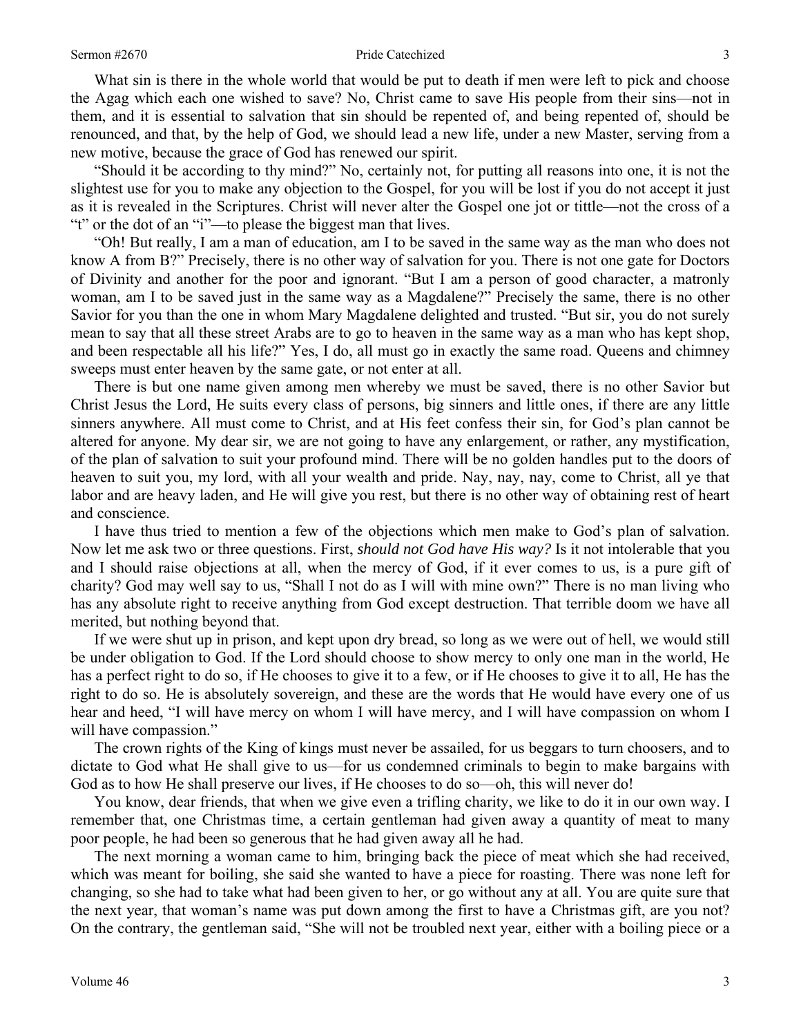What sin is there in the whole world that would be put to death if men were left to pick and choose the Agag which each one wished to save? No, Christ came to save His people from their sins—not in them, and it is essential to salvation that sin should be repented of, and being repented of, should be renounced, and that, by the help of God, we should lead a new life, under a new Master, serving from a new motive, because the grace of God has renewed our spirit.

"Should it be according to thy mind?" No, certainly not, for putting all reasons into one, it is not the slightest use for you to make any objection to the Gospel, for you will be lost if you do not accept it just as it is revealed in the Scriptures. Christ will never alter the Gospel one jot or tittle—not the cross of a "t" or the dot of an "i"—to please the biggest man that lives.

"Oh! But really, I am a man of education, am I to be saved in the same way as the man who does not know A from B?" Precisely, there is no other way of salvation for you. There is not one gate for Doctors of Divinity and another for the poor and ignorant. "But I am a person of good character, a matronly woman, am I to be saved just in the same way as a Magdalene?" Precisely the same, there is no other Savior for you than the one in whom Mary Magdalene delighted and trusted. "But sir, you do not surely mean to say that all these street Arabs are to go to heaven in the same way as a man who has kept shop, and been respectable all his life?" Yes, I do, all must go in exactly the same road. Queens and chimney sweeps must enter heaven by the same gate, or not enter at all.

There is but one name given among men whereby we must be saved, there is no other Savior but Christ Jesus the Lord, He suits every class of persons, big sinners and little ones, if there are any little sinners anywhere. All must come to Christ, and at His feet confess their sin, for God's plan cannot be altered for anyone. My dear sir, we are not going to have any enlargement, or rather, any mystification, of the plan of salvation to suit your profound mind. There will be no golden handles put to the doors of heaven to suit you, my lord, with all your wealth and pride. Nay, nay, nay, come to Christ, all ye that labor and are heavy laden, and He will give you rest, but there is no other way of obtaining rest of heart and conscience.

I have thus tried to mention a few of the objections which men make to God's plan of salvation. Now let me ask two or three questions. First, *should not God have His way?* Is it not intolerable that you and I should raise objections at all, when the mercy of God, if it ever comes to us, is a pure gift of charity? God may well say to us, "Shall I not do as I will with mine own?" There is no man living who has any absolute right to receive anything from God except destruction. That terrible doom we have all merited, but nothing beyond that.

If we were shut up in prison, and kept upon dry bread, so long as we were out of hell, we would still be under obligation to God. If the Lord should choose to show mercy to only one man in the world, He has a perfect right to do so, if He chooses to give it to a few, or if He chooses to give it to all, He has the right to do so. He is absolutely sovereign, and these are the words that He would have every one of us hear and heed, "I will have mercy on whom I will have mercy, and I will have compassion on whom I will have compassion."

The crown rights of the King of kings must never be assailed, for us beggars to turn choosers, and to dictate to God what He shall give to us—for us condemned criminals to begin to make bargains with God as to how He shall preserve our lives, if He chooses to do so—oh, this will never do!

You know, dear friends, that when we give even a trifling charity, we like to do it in our own way. I remember that, one Christmas time, a certain gentleman had given away a quantity of meat to many poor people, he had been so generous that he had given away all he had.

The next morning a woman came to him, bringing back the piece of meat which she had received, which was meant for boiling, she said she wanted to have a piece for roasting. There was none left for changing, so she had to take what had been given to her, or go without any at all. You are quite sure that the next year, that woman's name was put down among the first to have a Christmas gift, are you not? On the contrary, the gentleman said, "She will not be troubled next year, either with a boiling piece or a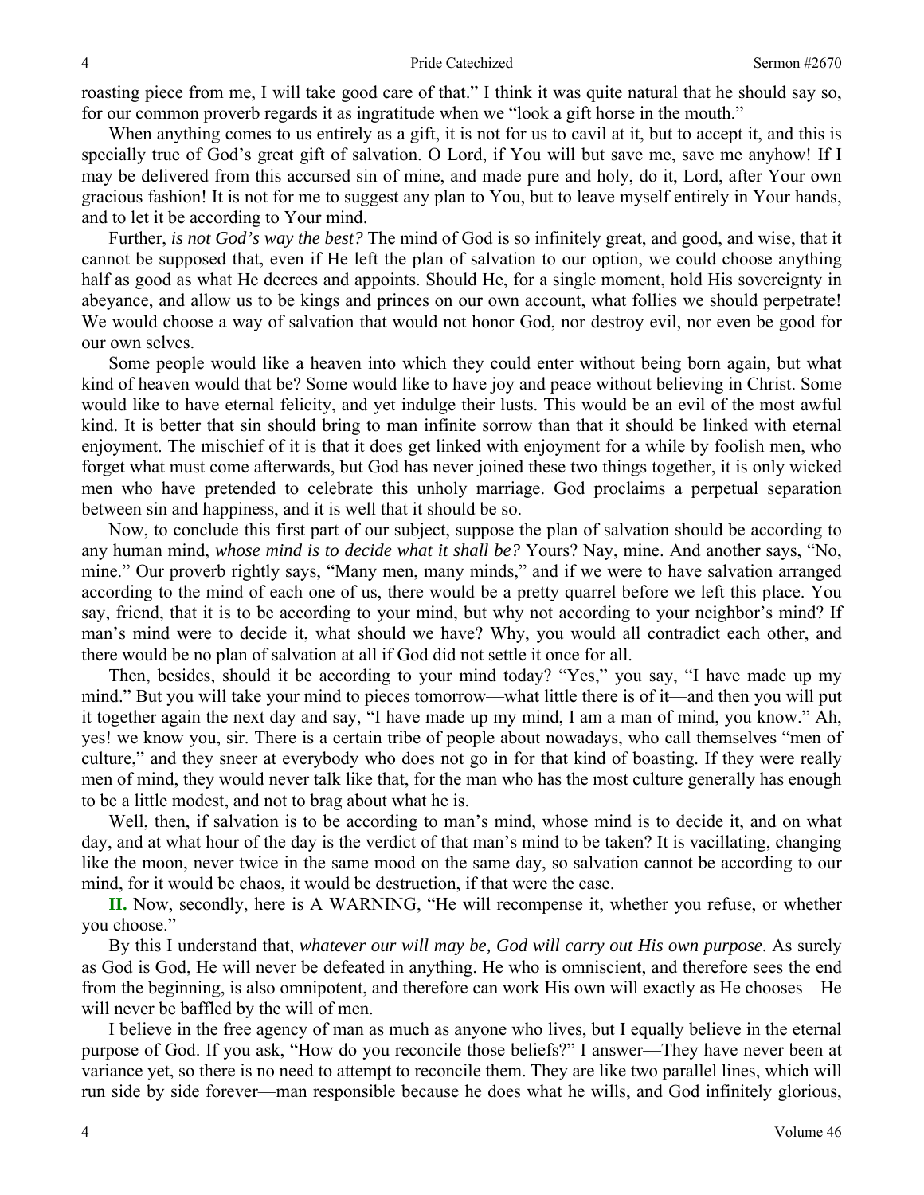roasting piece from me, I will take good care of that." I think it was quite natural that he should say so, for our common proverb regards it as ingratitude when we "look a gift horse in the mouth."

When anything comes to us entirely as a gift, it is not for us to cavil at it, but to accept it, and this is specially true of God's great gift of salvation. O Lord, if You will but save me, save me anyhow! If I may be delivered from this accursed sin of mine, and made pure and holy, do it, Lord, after Your own gracious fashion! It is not for me to suggest any plan to You, but to leave myself entirely in Your hands, and to let it be according to Your mind.

Further, *is not God's way the best?* The mind of God is so infinitely great, and good, and wise, that it cannot be supposed that, even if He left the plan of salvation to our option, we could choose anything half as good as what He decrees and appoints. Should He, for a single moment, hold His sovereignty in abeyance, and allow us to be kings and princes on our own account, what follies we should perpetrate! We would choose a way of salvation that would not honor God, nor destroy evil, nor even be good for our own selves.

Some people would like a heaven into which they could enter without being born again, but what kind of heaven would that be? Some would like to have joy and peace without believing in Christ. Some would like to have eternal felicity, and yet indulge their lusts. This would be an evil of the most awful kind. It is better that sin should bring to man infinite sorrow than that it should be linked with eternal enjoyment. The mischief of it is that it does get linked with enjoyment for a while by foolish men, who forget what must come afterwards, but God has never joined these two things together, it is only wicked men who have pretended to celebrate this unholy marriage. God proclaims a perpetual separation between sin and happiness, and it is well that it should be so.

Now, to conclude this first part of our subject, suppose the plan of salvation should be according to any human mind, *whose mind is to decide what it shall be?* Yours? Nay, mine. And another says, "No, mine." Our proverb rightly says, "Many men, many minds," and if we were to have salvation arranged according to the mind of each one of us, there would be a pretty quarrel before we left this place. You say, friend, that it is to be according to your mind, but why not according to your neighbor's mind? If man's mind were to decide it, what should we have? Why, you would all contradict each other, and there would be no plan of salvation at all if God did not settle it once for all.

Then, besides, should it be according to your mind today? "Yes," you say, "I have made up my mind." But you will take your mind to pieces tomorrow—what little there is of it—and then you will put it together again the next day and say, "I have made up my mind, I am a man of mind, you know." Ah, yes! we know you, sir. There is a certain tribe of people about nowadays, who call themselves "men of culture," and they sneer at everybody who does not go in for that kind of boasting. If they were really men of mind, they would never talk like that, for the man who has the most culture generally has enough to be a little modest, and not to brag about what he is.

Well, then, if salvation is to be according to man's mind, whose mind is to decide it, and on what day, and at what hour of the day is the verdict of that man's mind to be taken? It is vacillating, changing like the moon, never twice in the same mood on the same day, so salvation cannot be according to our mind, for it would be chaos, it would be destruction, if that were the case.

**II.** Now, secondly, here is A WARNING, "He will recompense it, whether you refuse, or whether you choose."

By this I understand that, *whatever our will may be, God will carry out His own purpose*. As surely as God is God, He will never be defeated in anything. He who is omniscient, and therefore sees the end from the beginning, is also omnipotent, and therefore can work His own will exactly as He chooses—He will never be baffled by the will of men.

I believe in the free agency of man as much as anyone who lives, but I equally believe in the eternal purpose of God. If you ask, "How do you reconcile those beliefs?" I answer—They have never been at variance yet, so there is no need to attempt to reconcile them. They are like two parallel lines, which will run side by side forever—man responsible because he does what he wills, and God infinitely glorious,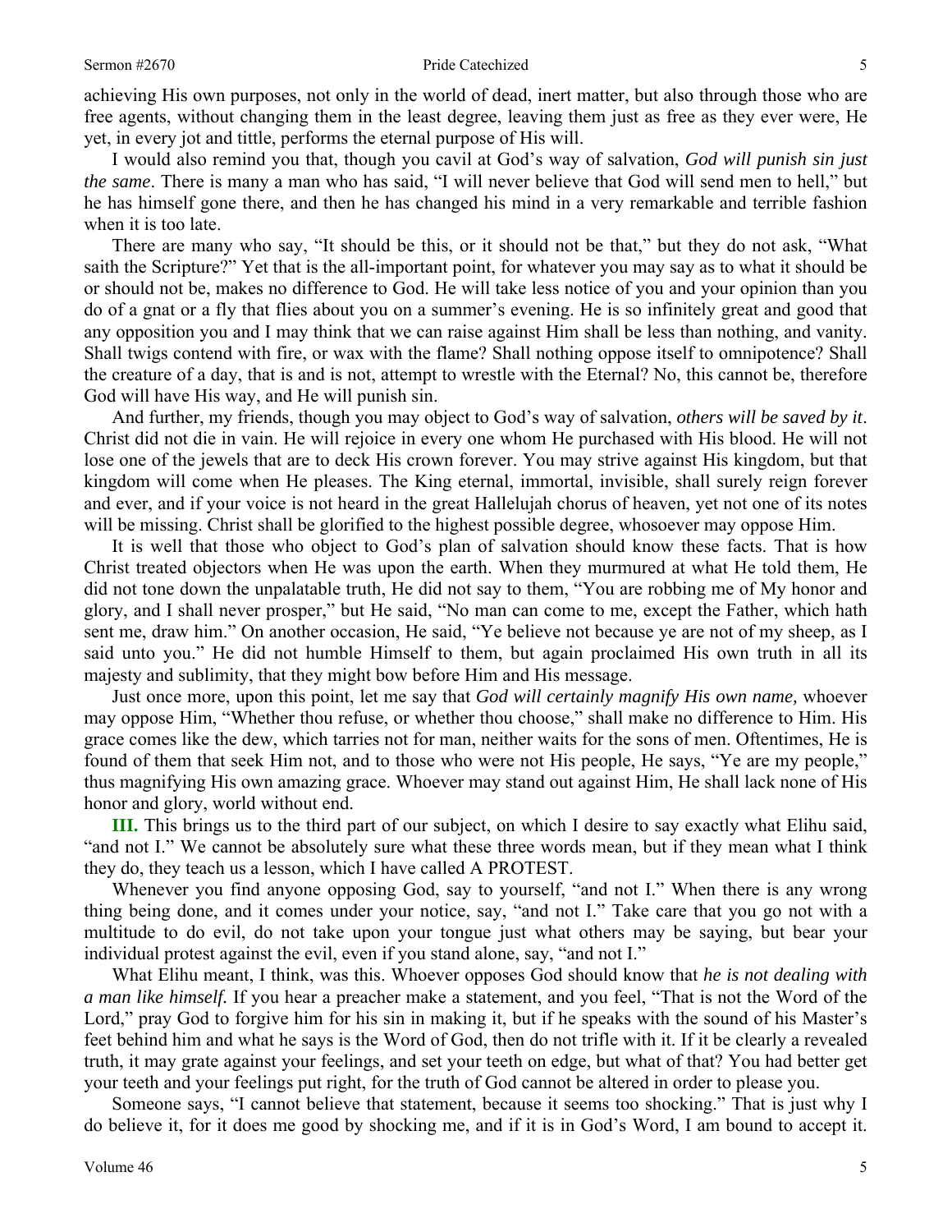achieving His own purposes, not only in the world of dead, inert matter, but also through those who are free agents, without changing them in the least degree, leaving them just as free as they ever were, He yet, in every jot and tittle, performs the eternal purpose of His will.

I would also remind you that, though you cavil at God's way of salvation, *God will punish sin just the same*. There is many a man who has said, "I will never believe that God will send men to hell," but he has himself gone there, and then he has changed his mind in a very remarkable and terrible fashion when it is too late.

There are many who say, "It should be this, or it should not be that," but they do not ask, "What saith the Scripture?" Yet that is the all-important point, for whatever you may say as to what it should be or should not be, makes no difference to God. He will take less notice of you and your opinion than you do of a gnat or a fly that flies about you on a summer's evening. He is so infinitely great and good that any opposition you and I may think that we can raise against Him shall be less than nothing, and vanity. Shall twigs contend with fire, or wax with the flame? Shall nothing oppose itself to omnipotence? Shall the creature of a day, that is and is not, attempt to wrestle with the Eternal? No, this cannot be, therefore God will have His way, and He will punish sin.

And further, my friends, though you may object to God's way of salvation, *others will be saved by it*. Christ did not die in vain. He will rejoice in every one whom He purchased with His blood. He will not lose one of the jewels that are to deck His crown forever. You may strive against His kingdom, but that kingdom will come when He pleases. The King eternal, immortal, invisible, shall surely reign forever and ever, and if your voice is not heard in the great Hallelujah chorus of heaven, yet not one of its notes will be missing. Christ shall be glorified to the highest possible degree, whosoever may oppose Him.

It is well that those who object to God's plan of salvation should know these facts. That is how Christ treated objectors when He was upon the earth. When they murmured at what He told them, He did not tone down the unpalatable truth, He did not say to them, "You are robbing me of My honor and glory, and I shall never prosper," but He said, "No man can come to me, except the Father, which hath sent me, draw him." On another occasion, He said, "Ye believe not because ye are not of my sheep, as I said unto you." He did not humble Himself to them, but again proclaimed His own truth in all its majesty and sublimity, that they might bow before Him and His message.

Just once more, upon this point, let me say that *God will certainly magnify His own name,* whoever may oppose Him, "Whether thou refuse, or whether thou choose," shall make no difference to Him. His grace comes like the dew, which tarries not for man, neither waits for the sons of men. Oftentimes, He is found of them that seek Him not, and to those who were not His people, He says, "Ye are my people," thus magnifying His own amazing grace. Whoever may stand out against Him, He shall lack none of His honor and glory, world without end.

**III.** This brings us to the third part of our subject, on which I desire to say exactly what Elihu said, "and not I." We cannot be absolutely sure what these three words mean, but if they mean what I think they do, they teach us a lesson, which I have called A PROTEST.

Whenever you find anyone opposing God, say to yourself, "and not I." When there is any wrong thing being done, and it comes under your notice, say, "and not I." Take care that you go not with a multitude to do evil, do not take upon your tongue just what others may be saying, but bear your individual protest against the evil, even if you stand alone, say, "and not I."

What Elihu meant, I think, was this. Whoever opposes God should know that *he is not dealing with a man like himself.* If you hear a preacher make a statement, and you feel, "That is not the Word of the Lord," pray God to forgive him for his sin in making it, but if he speaks with the sound of his Master's feet behind him and what he says is the Word of God, then do not trifle with it. If it be clearly a revealed truth, it may grate against your feelings, and set your teeth on edge, but what of that? You had better get your teeth and your feelings put right, for the truth of God cannot be altered in order to please you.

Someone says, "I cannot believe that statement, because it seems too shocking." That is just why I do believe it, for it does me good by shocking me, and if it is in God's Word, I am bound to accept it.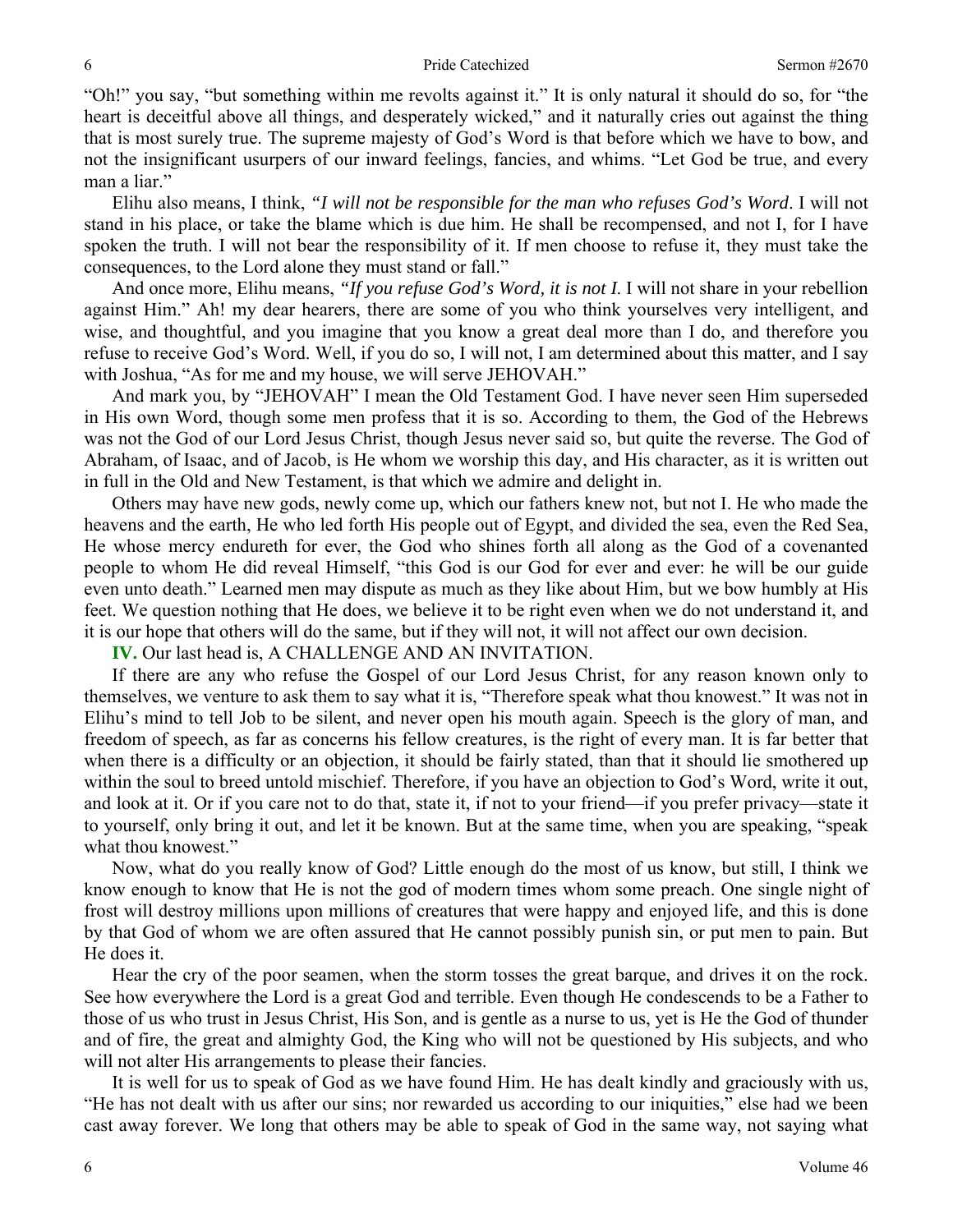"Oh!" you say, "but something within me revolts against it." It is only natural it should do so, for "the heart is deceitful above all things, and desperately wicked," and it naturally cries out against the thing that is most surely true. The supreme majesty of God's Word is that before which we have to bow, and not the insignificant usurpers of our inward feelings, fancies, and whims. "Let God be true, and every man a liar."

Elihu also means, I think, *"I will not be responsible for the man who refuses God's Word*. I will not stand in his place, or take the blame which is due him. He shall be recompensed, and not I, for I have spoken the truth. I will not bear the responsibility of it. If men choose to refuse it, they must take the consequences, to the Lord alone they must stand or fall."

And once more, Elihu means, *"If you refuse God's Word, it is not I.* I will not share in your rebellion against Him." Ah! my dear hearers, there are some of you who think yourselves very intelligent, and wise, and thoughtful, and you imagine that you know a great deal more than I do, and therefore you refuse to receive God's Word. Well, if you do so, I will not, I am determined about this matter, and I say with Joshua, "As for me and my house, we will serve JEHOVAH."

And mark you, by "JEHOVAH" I mean the Old Testament God. I have never seen Him superseded in His own Word, though some men profess that it is so. According to them, the God of the Hebrews was not the God of our Lord Jesus Christ, though Jesus never said so, but quite the reverse. The God of Abraham, of Isaac, and of Jacob, is He whom we worship this day, and His character, as it is written out in full in the Old and New Testament, is that which we admire and delight in.

Others may have new gods, newly come up, which our fathers knew not, but not I. He who made the heavens and the earth, He who led forth His people out of Egypt, and divided the sea, even the Red Sea, He whose mercy endureth for ever, the God who shines forth all along as the God of a covenanted people to whom He did reveal Himself, "this God is our God for ever and ever: he will be our guide even unto death." Learned men may dispute as much as they like about Him, but we bow humbly at His feet. We question nothing that He does, we believe it to be right even when we do not understand it, and it is our hope that others will do the same, but if they will not, it will not affect our own decision.

**IV.** Our last head is, A CHALLENGE AND AN INVITATION.

If there are any who refuse the Gospel of our Lord Jesus Christ, for any reason known only to themselves, we venture to ask them to say what it is, "Therefore speak what thou knowest." It was not in Elihu's mind to tell Job to be silent, and never open his mouth again. Speech is the glory of man, and freedom of speech, as far as concerns his fellow creatures, is the right of every man. It is far better that when there is a difficulty or an objection, it should be fairly stated, than that it should lie smothered up within the soul to breed untold mischief. Therefore, if you have an objection to God's Word, write it out, and look at it. Or if you care not to do that, state it, if not to your friend—if you prefer privacy—state it to yourself, only bring it out, and let it be known. But at the same time, when you are speaking, "speak what thou knowest."

Now, what do you really know of God? Little enough do the most of us know, but still, I think we know enough to know that He is not the god of modern times whom some preach. One single night of frost will destroy millions upon millions of creatures that were happy and enjoyed life, and this is done by that God of whom we are often assured that He cannot possibly punish sin, or put men to pain. But He does it.

Hear the cry of the poor seamen, when the storm tosses the great barque, and drives it on the rock. See how everywhere the Lord is a great God and terrible. Even though He condescends to be a Father to those of us who trust in Jesus Christ, His Son, and is gentle as a nurse to us, yet is He the God of thunder and of fire, the great and almighty God, the King who will not be questioned by His subjects, and who will not alter His arrangements to please their fancies.

It is well for us to speak of God as we have found Him. He has dealt kindly and graciously with us, "He has not dealt with us after our sins; nor rewarded us according to our iniquities," else had we been cast away forever. We long that others may be able to speak of God in the same way, not saying what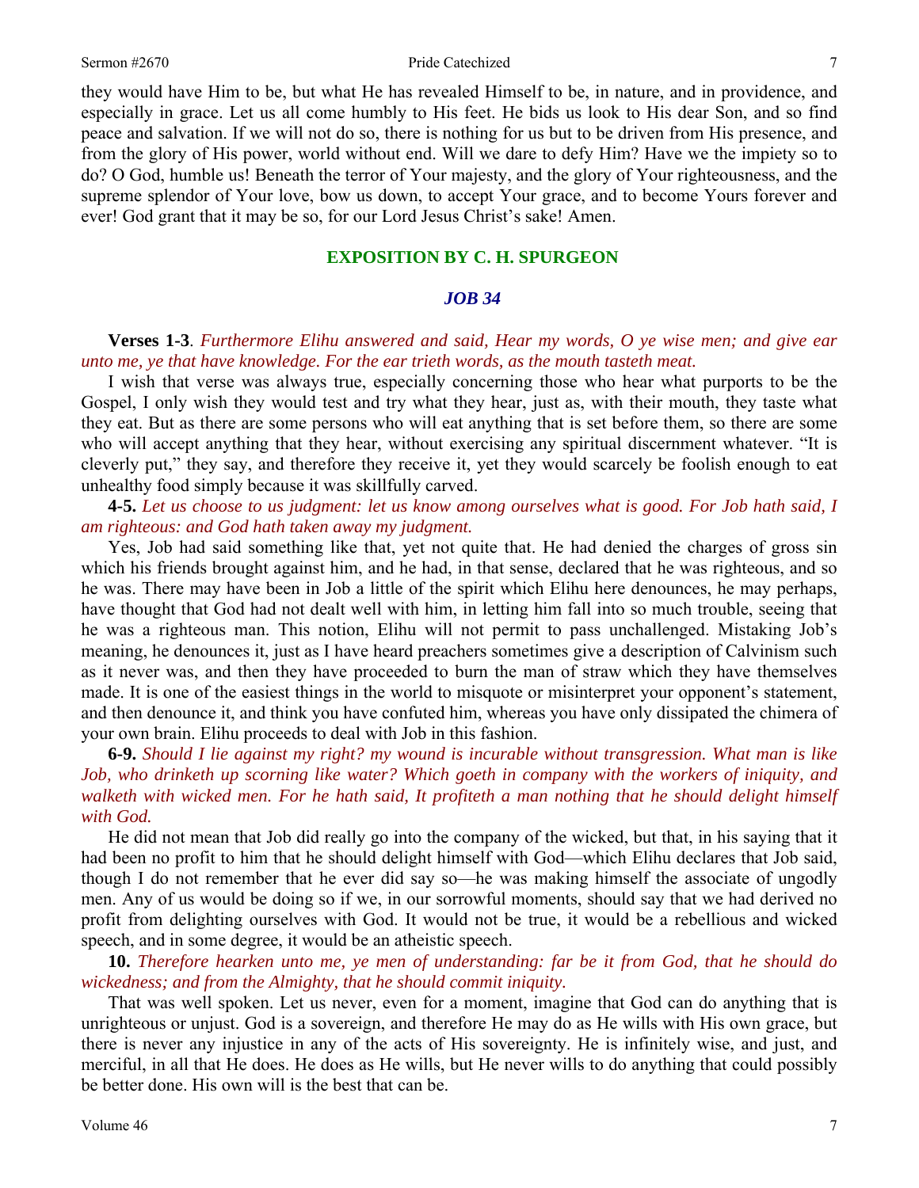they would have Him to be, but what He has revealed Himself to be, in nature, and in providence, and especially in grace. Let us all come humbly to His feet. He bids us look to His dear Son, and so find peace and salvation. If we will not do so, there is nothing for us but to be driven from His presence, and from the glory of His power, world without end. Will we dare to defy Him? Have we the impiety so to do? O God, humble us! Beneath the terror of Your majesty, and the glory of Your righteousness, and the supreme splendor of Your love, bow us down, to accept Your grace, and to become Yours forever and ever! God grant that it may be so, for our Lord Jesus Christ's sake! Amen.

## EXPOSITION BY C. H. SPURGEON

### *JOB 34*

**Verses 1-3**. *Furthermore Elihu answered and said, Hear my words, O ye wise men; and give ear unto me, ye that have knowledge. For the ear trieth words, as the mouth tasteth meat.*

I wish that verse was always true, especially concerning those who hear what purports to be the Gospel, I only wish they would test and try what they hear, just as, with their mouth, they taste what they eat. But as there are some persons who will eat anything that is set before them, so there are some who will accept anything that they hear, without exercising any spiritual discernment whatever. "It is cleverly put," they say, and therefore they receive it, yet they would scarcely be foolish enough to eat unhealthy food simply because it was skillfully carved.

**4-5.** *Let us choose to us judgment: let us know among ourselves what is good. For Job hath said, I am righteous: and God hath taken away my judgment.*

Yes, Job had said something like that, yet not quite that. He had denied the charges of gross sin which his friends brought against him, and he had, in that sense, declared that he was righteous, and so he was. There may have been in Job a little of the spirit which Elihu here denounces, he may perhaps, have thought that God had not dealt well with him, in letting him fall into so much trouble, seeing that he was a righteous man. This notion, Elihu will not permit to pass unchallenged. Mistaking Job's meaning, he denounces it, just as I have heard preachers sometimes give a description of Calvinism such as it never was, and then they have proceeded to burn the man of straw which they have themselves made. It is one of the easiest things in the world to misquote or misinterpret your opponent's statement, and then denounce it, and think you have confuted him, whereas you have only dissipated the chimera of your own brain. Elihu proceeds to deal with Job in this fashion.

**6-9.** *Should I lie against my right? my wound is incurable without transgression. What man is like Job, who drinketh up scorning like water? Which goeth in company with the workers of iniquity, and walketh with wicked men. For he hath said, It profiteth a man nothing that he should delight himself with God.*

He did not mean that Job did really go into the company of the wicked, but that, in his saying that it had been no profit to him that he should delight himself with God—which Elihu declares that Job said, though I do not remember that he ever did say so—he was making himself the associate of ungodly men. Any of us would be doing so if we, in our sorrowful moments, should say that we had derived no profit from delighting ourselves with God. It would not be true, it would be a rebellious and wicked speech, and in some degree, it would be an atheistic speech.

**10.** *Therefore hearken unto me, ye men of understanding: far be it from God, that he should do wickedness; and from the Almighty, that he should commit iniquity.*

That was well spoken. Let us never, even for a moment, imagine that God can do anything that is unrighteous or unjust. God is a sovereign, and therefore He may do as He wills with His own grace, but there is never any injustice in any of the acts of His sovereignty. He is infinitely wise, and just, and merciful, in all that He does. He does as He wills, but He never wills to do anything that could possibly be better done. His own will is the best that can be.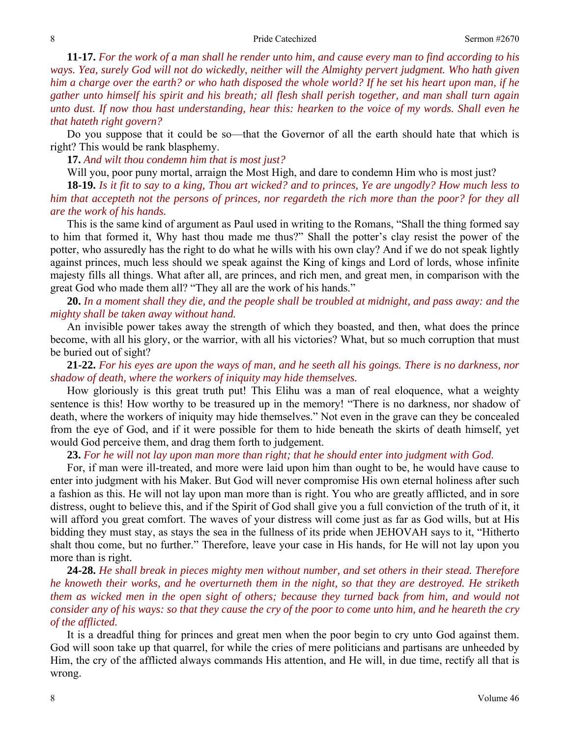**11-17.** *For the work of a man shall he render unto him, and cause every man to find according to his ways. Yea, surely God will not do wickedly, neither will the Almighty pervert judgment. Who hath given him a charge over the earth? or who hath disposed the whole world? If he set his heart upon man, if he gather unto himself his spirit and his breath; all flesh shall perish together, and man shall turn again unto dust. If now thou hast understanding, hear this: hearken to the voice of my words. Shall even he that hateth right govern?*

Do you suppose that it could be so—that the Governor of all the earth should hate that which is right? This would be rank blasphemy.

**17.** *And wilt thou condemn him that is most just?*

Will you, poor puny mortal, arraign the Most High, and dare to condemn Him who is most just?

**18-19.** *Is it fit to say to a king, Thou art wicked? and to princes, Ye are ungodly? How much less to him that accepteth not the persons of princes, nor regardeth the rich more than the poor? for they all are the work of his hands.*

This is the same kind of argument as Paul used in writing to the Romans, "Shall the thing formed say to him that formed it, Why hast thou made me thus?" Shall the potter's clay resist the power of the potter, who assuredly has the right to do what he wills with his own clay? And if we do not speak lightly against princes, much less should we speak against the King of kings and Lord of lords, whose infinite majesty fills all things. What after all, are princes, and rich men, and great men, in comparison with the great God who made them all? "They all are the work of his hands."

**20.** *In a moment shall they die, and the people shall be troubled at midnight, and pass away: and the mighty shall be taken away without hand.*

An invisible power takes away the strength of which they boasted, and then, what does the prince become, with all his glory, or the warrior, with all his victories? What, but so much corruption that must be buried out of sight?

**21-22.** *For his eyes are upon the ways of man, and he seeth all his goings. There is no darkness, nor shadow of death, where the workers of iniquity may hide themselves.*

How gloriously is this great truth put! This Elihu was a man of real eloquence, what a weighty sentence is this! How worthy to be treasured up in the memory! "There is no darkness, nor shadow of death, where the workers of iniquity may hide themselves." Not even in the grave can they be concealed from the eye of God, and if it were possible for them to hide beneath the skirts of death himself, yet would God perceive them, and drag them forth to judgement.

**23.** *For he will not lay upon man more than right; that he should enter into judgment with God.*

For, if man were ill-treated, and more were laid upon him than ought to be, he would have cause to enter into judgment with his Maker. But God will never compromise His own eternal holiness after such a fashion as this. He will not lay upon man more than is right. You who are greatly afflicted, and in sore distress, ought to believe this, and if the Spirit of God shall give you a full conviction of the truth of it, it will afford you great comfort. The waves of your distress will come just as far as God wills, but at His bidding they must stay, as stays the sea in the fullness of its pride when JEHOVAH says to it, "Hitherto shalt thou come, but no further." Therefore, leave your case in His hands, for He will not lay upon you more than is right.

**24-28.** *He shall break in pieces mighty men without number, and set others in their stead. Therefore he knoweth their works, and he overturneth them in the night, so that they are destroyed. He striketh them as wicked men in the open sight of others; because they turned back from him, and would not consider any of his ways: so that they cause the cry of the poor to come unto him, and he heareth the cry of the afflicted.*

It is a dreadful thing for princes and great men when the poor begin to cry unto God against them. God will soon take up that quarrel, for while the cries of mere politicians and partisans are unheeded by Him, the cry of the afflicted always commands His attention, and He will, in due time, rectify all that is wrong.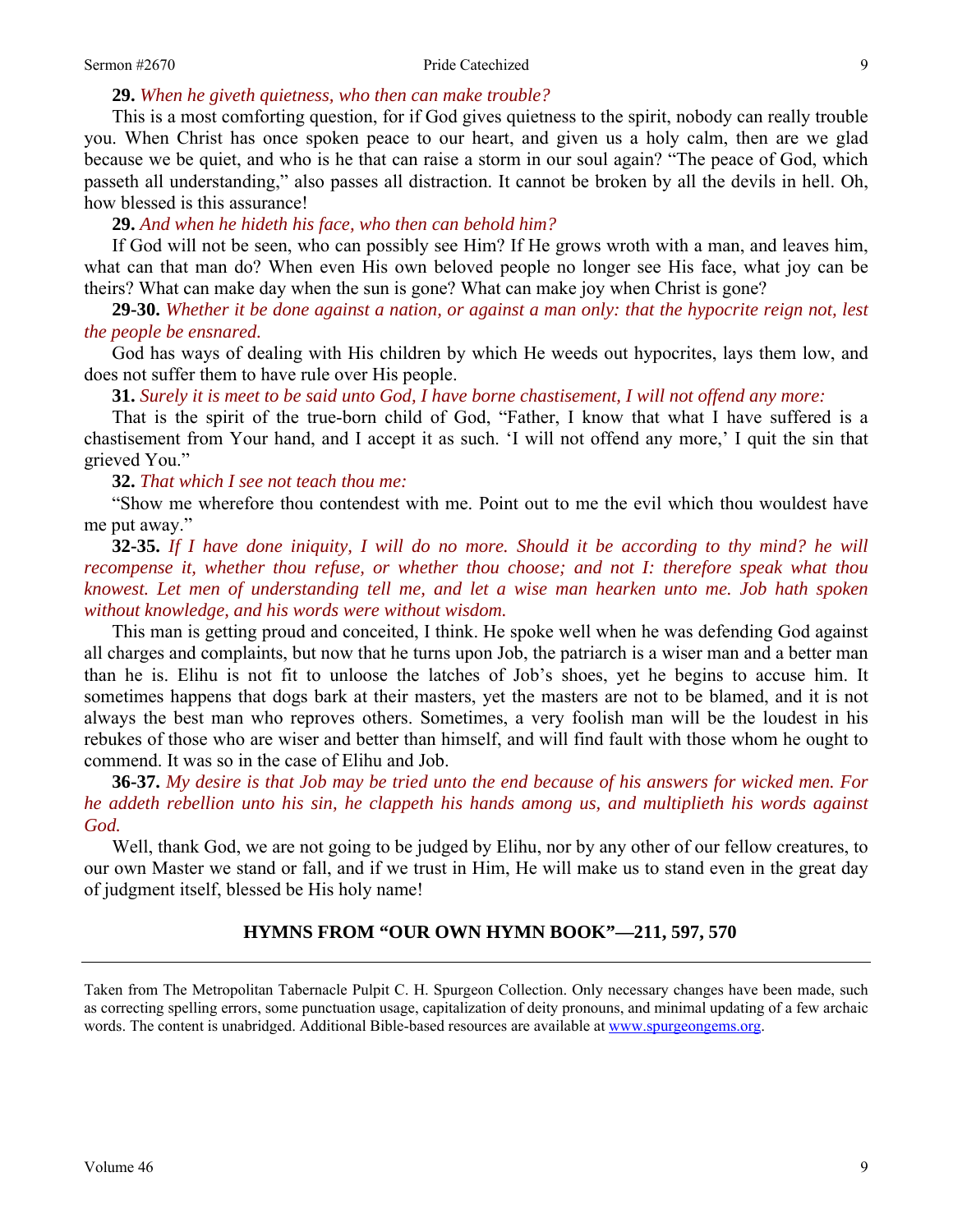**29.** *When he giveth quietness, who then can make trouble?*

This is a most comforting question, for if God gives quietness to the spirit, nobody can really trouble you. When Christ has once spoken peace to our heart, and given us a holy calm, then are we glad because we be quiet, and who is he that can raise a storm in our soul again? "The peace of God, which passeth all understanding," also passes all distraction. It cannot be broken by all the devils in hell. Oh, how blessed is this assurance!

**29.** *And when he hideth his face, who then can behold him?*

If God will not be seen, who can possibly see Him? If He grows wroth with a man, and leaves him, what can that man do? When even His own beloved people no longer see His face, what joy can be theirs? What can make day when the sun is gone? What can make joy when Christ is gone?

**29-30.** *Whether it be done against a nation, or against a man only: that the hypocrite reign not, lest the people be ensnared.*

God has ways of dealing with His children by which He weeds out hypocrites, lays them low, and does not suffer them to have rule over His people.

**31.** *Surely it is meet to be said unto God, I have borne chastisement, I will not offend any more:*

That is the spirit of the true-born child of God, "Father, I know that what I have suffered is a chastisement from Your hand, and I accept it as such. 'I will not offend any more,' I quit the sin that grieved You."

**32.** *That which I see not teach thou me:*

"Show me wherefore thou contendest with me. Point out to me the evil which thou wouldest have me put away."

**32-35.** *If I have done iniquity, I will do no more. Should it be according to thy mind? he will recompense it, whether thou refuse, or whether thou choose; and not I: therefore speak what thou knowest. Let men of understanding tell me, and let a wise man hearken unto me. Job hath spoken without knowledge, and his words were without wisdom.*

This man is getting proud and conceited, I think. He spoke well when he was defending God against all charges and complaints, but now that he turns upon Job, the patriarch is a wiser man and a better man than he is. Elihu is not fit to unloose the latches of Job's shoes, yet he begins to accuse him. It sometimes happens that dogs bark at their masters, yet the masters are not to be blamed, and it is not always the best man who reproves others. Sometimes, a very foolish man will be the loudest in his rebukes of those who are wiser and better than himself, and will find fault with those whom he ought to commend. It was so in the case of Elihu and Job.

**36-37.** *My desire is that Job may be tried unto the end because of his answers for wicked men. For he addeth rebellion unto his sin, he clappeth his hands among us, and multiplieth his words against God.*

Well, thank God, we are not going to be judged by Elihu, nor by any other of our fellow creatures, to our own Master we stand or fall, and if we trust in Him, He will make us to stand even in the great day of judgment itself, blessed be His holy name!

**HYMNS FROM "OUR OWN HYMN BOOK"—211, 597, 570**

---

Taken from The Metropolitan Tabernacle Pulpit C. H. Spurgeon Collection. Only necessary changes have been made, such as correcting spelling errors, some punctuation usage, capitalization of deity pronouns, and minimal updating of a few archaic words. The content is unabridged. Additional Bible-based resources are available at www.spurgeongems.org.